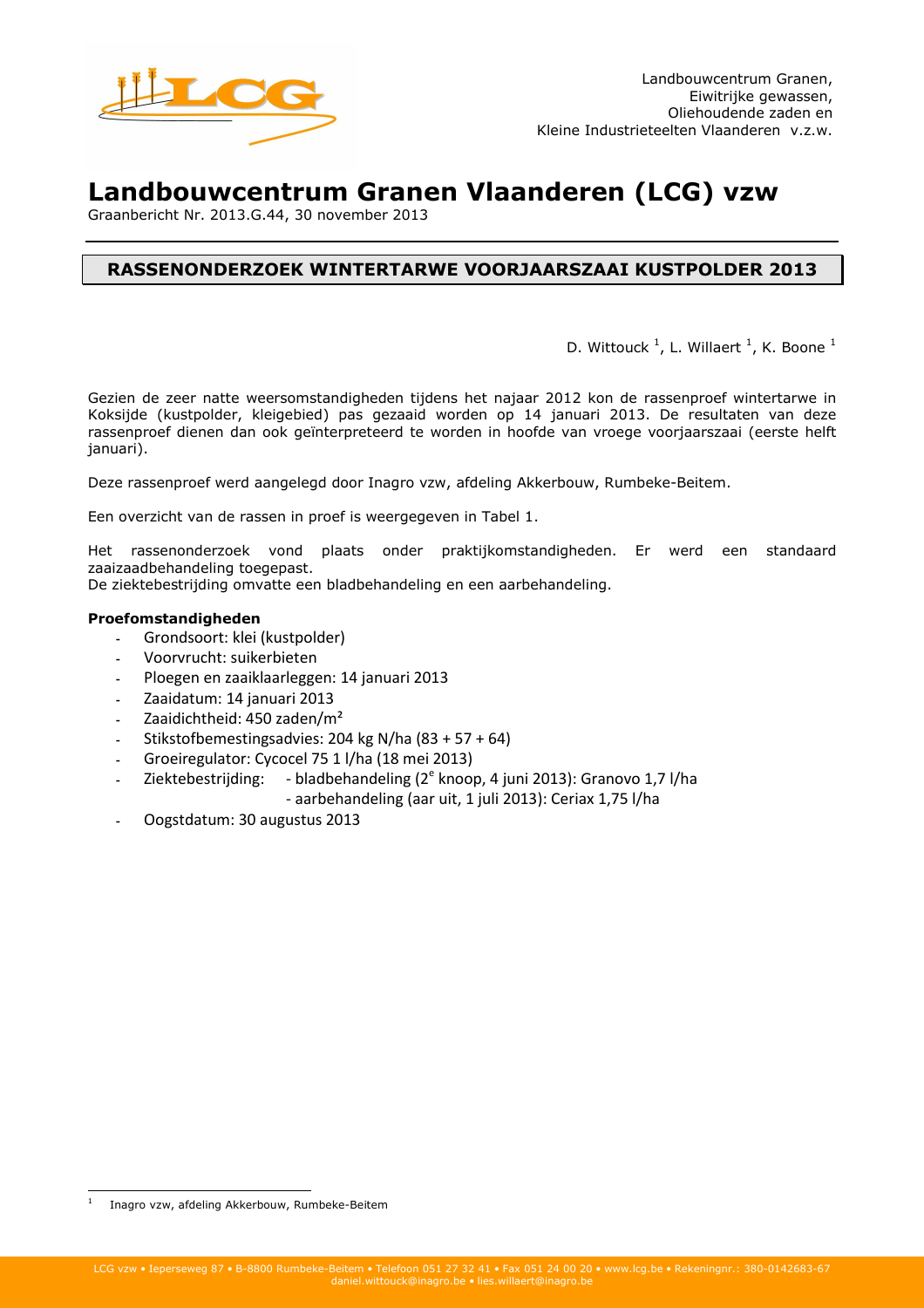Landbouwcentrum Granen, Eiwitrijke gewassen, Oliehoudende zaden en Kleine Industrieteelten Vlaanderen v.z.w.

# Landbouwcentrum Granen Vlaanderen (LCG) vzw

Graanbericht Nr. 2013.G.44, 30 november 2013

## RASSENONDERZOEK WINTERTARWE VOORJAARSZAAI KUSTPOLDER 2013

D. Wittouck [1], L. Willaert [1], K. Boone [1]

Gezien de zeer natte weersomstandigheden tijdens het najaar 2012 kon de rassenproef wintertarwe in Koksijde (kustpolder, kleigebied) pas gezaaid worden op 14 januari 2013. De resultaten van deze rassenproef dienen dan ook geïnterpreteerd te worden in hoofde van vroege voorjaarszaai (eerste helft januari).

Deze rassenproef werd aangelegd door Inagro vzw, afdeling Akkerbouw, Rumbeke-Beitem.

Een overzicht van de rassen in proef is weergegeven in Tabel 1.

Het rassenonderzoek vond plaats onder praktijkomstandigheden. Er werd een standaard zaaizaadbehandeling toegepast.
De ziektebestrijding omvatte een bladbehandeling en een aarbehandeling.

**Proefomstandigheden**

- Grondsoort: klei (kustpolder)
- Voorvrucht: suikerbieten
- Ploegen en zaaiklaarleggen: 14 januari 2013
- Zaaidatum: 14 januari 2013
- Zaaidichtheid: 450 zaden/m²
- Stikstofbemestingsadvies: 204 kg N/ha (83 + 57 + 64)
- Groeiregulator: Cycocel 75 1 l/ha (18 mei 2013)
- Ziektebestrijding: - bladbehandeling (2e knoop, 4 juni 2013): Granovo 1,7 l/ha
  - aarbehandeling (aar uit, 1 juli 2013): Ceriax 1,75 l/ha
- Oogstdatum: 30 augustus 2013

[1] Inagro vzw, afdeling Akkerbouw, Rumbeke-Beitem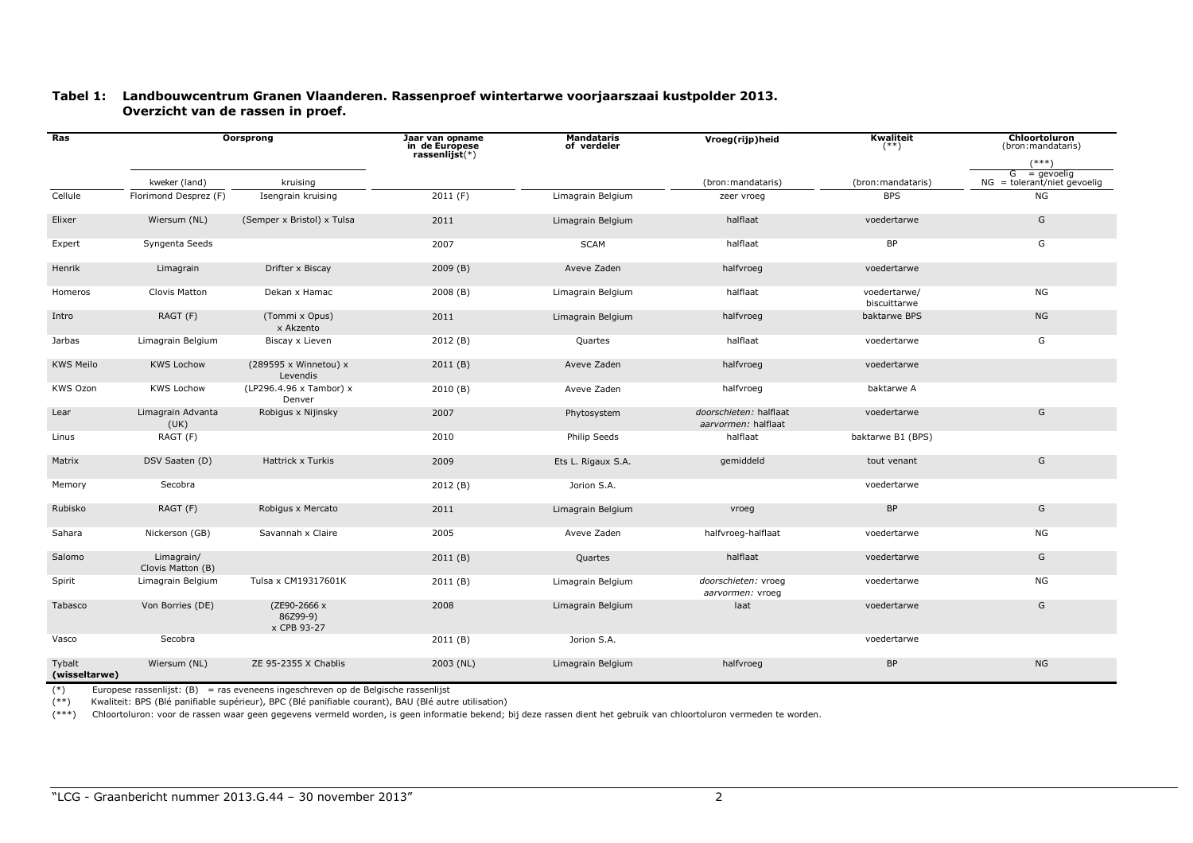**Tabel 1: Landbouwcentrum Granen Vlaanderen. Rassenproef wintertarwe voorjaarszaai kustpolder 2013. Overzicht van de rassen in proef.**

| Ras | Oorsprong | | Jaar van opname in de Europese rassenlijst(*) | Mandataris of verdeler | Vroeg(rijp)heid | Kwaliteit (**) | Chloortoluron (bron:mandataris) (***) |
|---|---|---|---|---|---|---|---|
| | kweker (land) | kruising | | | (bron:mandataris) | (bron:mandataris) | G = gevoelig NG = tolerant/niet gevoelig |
| Cellule | Florimond Desprez (F) | Isengrain kruising | 2011 (F) | Limagrain Belgium | zeer vroeg | BPS | NG |
| Elixer | Wiersum (NL) | (Semper x Bristol) x Tulsa | 2011 | Limagrain Belgium | halflaat | voedertarwe | G |
| Expert | Syngenta Seeds | | 2007 | SCAM | halflaat | BP | G |
| Henrik | Limagrain | Drifter x Biscay | 2009 (B) | Aveve Zaden | halfvroeg | voedertarwe | |
| Homeros | Clovis Matton | Dekan x Hamac | 2008 (B) | Limagrain Belgium | halflaat | voedertarwe/ biscuittarwe | NG |
| Intro | RAGT (F) | (Tommi x Opus) x Akzento | 2011 | Limagrain Belgium | halfvroeg | baktarwe BPS | NG |
| Jarbas | Limagrain Belgium | Biscay x Lieven | 2012 (B) | Quartes | halflaat | voedertarwe | G |
| KWS Meilo | KWS Lochow | (289595 x Winnetou) x Levendis | 2011 (B) | Aveve Zaden | halfvroeg | voedertarwe | |
| KWS Ozon | KWS Lochow | (LP296.4.96 x Tambor) x Denver | 2010 (B) | Aveve Zaden | halfvroeg | baktarwe A | |
| Lear | Limagrain Advanta (UK) | Robigus x Nijinsky | 2007 | Phytosystem | *doorschieten:* halflaat *aarvormen:* halflaat | voedertarwe | G |
| Linus | RAGT (F) | | 2010 | Philip Seeds | halflaat | baktarwe B1 (BPS) | |
| Matrix | DSV Saaten (D) | Hattrick x Turkis | 2009 | Ets L. Rigaux S.A. | gemiddeld | tout venant | G |
| Memory | Secobra | | 2012 (B) | Jorion S.A. | | voedertarwe | |
| Rubisko | RAGT (F) | Robigus x Mercato | 2011 | Limagrain Belgium | vroeg | BP | G |
| Sahara | Nickerson (GB) | Savannah x Claire | 2005 | Aveve Zaden | halfvroeg-halflaat | voedertarwe | NG |
| Salomo | Limagrain/ Clovis Matton (B) | | 2011 (B) | Quartes | halflaat | voedertarwe | G |
| Spirit | Limagrain Belgium | Tulsa x CM19317601K | 2011 (B) | Limagrain Belgium | *doorschieten:* vroeg *aarvormen:* vroeg | voedertarwe | NG |
| Tabasco | Von Borries (DE) | (ZE90-2666 x 86Z99-9) x CPB 93-27 | 2008 | Limagrain Belgium | laat | voedertarwe | G |
| Vasco | Secobra | | 2011 (B) | Jorion S.A. | | voedertarwe | |
| **Tybalt (wisseltarwe)** | Wiersum (NL) | ZE 95-2355 X Chablis | 2003 (NL) | Limagrain Belgium | halfvroeg | BP | NG |

(*) Europese rassenlijst: (B) = ras eveneens ingeschreven op de Belgische rassenlijst

(**) Kwaliteit: BPS (Blé panifiable supérieur), BPC (Blé panifiable courant), BAU (Blé autre utilisation)

(***) Chloortoluron: voor de rassen waar geen gegevens vermeld worden, is geen informatie bekend; bij deze rassen dient het gebruik van chloortoluron vermeden te worden.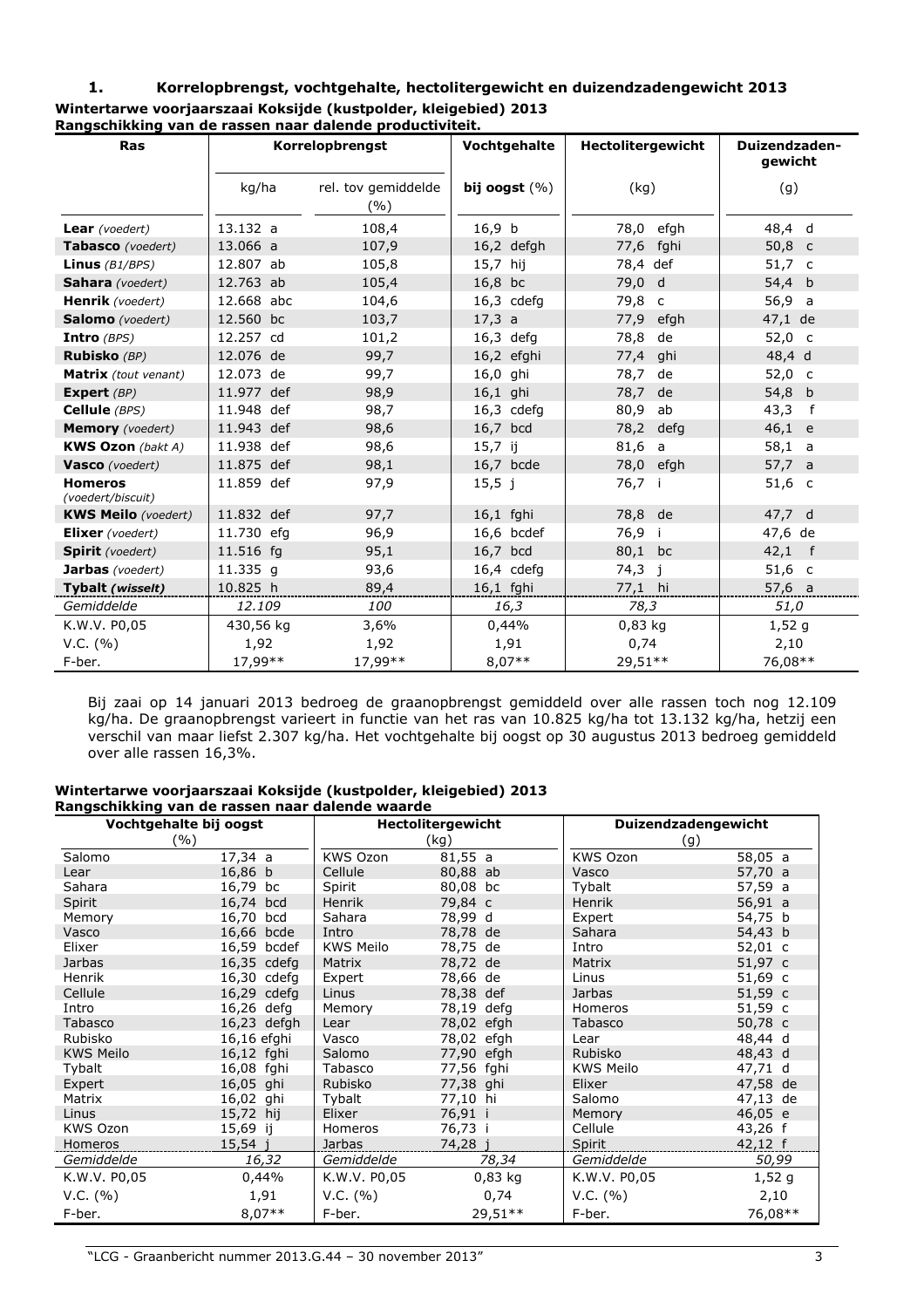## 1. Korrelopbrengst, vochtgehalte, hectolitergewicht en duizendzadengewicht 2013

**Wintertarwe voorjaarszaai Koksijde (kustpolder, kleigebied) 2013**
**Rangschikking van de rassen naar dalende productiviteit.**

| Ras | Korrelopbrengst | | Vochtgehalte | Hectolitergewicht | Duizendzaden-gewicht |
|---|---|---|---|---|---|
| | kg/ha | rel. tov gemiddelde (%) | **bij oogst** (%) | (kg) | (g) |
| **Lear** *(voedert)* | 13.132 a | 108,4 | 16,9 b | 78,0 efgh | 48,4 d |
| **Tabasco** *(voedert)* | 13.066 a | 107,9 | 16,2 defgh | 77,6 fghi | 50,8 c |
| **Linus** *(B1/BPS)* | 12.807 ab | 105,8 | 15,7 hij | 78,4 def | 51,7 c |
| **Sahara** *(voedert)* | 12.763 ab | 105,4 | 16,8 bc | 79,0 d | 54,4 b |
| **Henrik** *(voedert)* | 12.668 abc | 104,6 | 16,3 cdefg | 79,8 c | 56,9 a |
| **Salomo** *(voedert)* | 12.560 bc | 103,7 | 17,3 a | 77,9 efgh | 47,1 de |
| **Intro** *(BPS)* | 12.257 cd | 101,2 | 16,3 defg | 78,8 de | 52,0 c |
| **Rubisko** *(BP)* | 12.076 de | 99,7 | 16,2 efghi | 77,4 ghi | 48,4 d |
| **Matrix** *(tout venant)* | 12.073 de | 99,7 | 16,0 ghi | 78,7 de | 52,0 c |
| **Expert** *(BP)* | 11.977 def | 98,9 | 16,1 ghi | 78,7 de | 54,8 b |
| **Cellule** *(BPS)* | 11.948 def | 98,7 | 16,3 cdefg | 80,9 ab | 43,3 f |
| **Memory** *(voedert)* | 11.943 def | 98,6 | 16,7 bcd | 78,2 defg | 46,1 e |
| **KWS Ozon** *(bakt A)* | 11.938 def | 98,6 | 15,7 ij | 81,6 a | 58,1 a |
| **Vasco** *(voedert)* | 11.875 def | 98,1 | 16,7 bcde | 78,0 efgh | 57,7 a |
| **Homeros** *(voedert/biscuit)* | 11.859 def | 97,9 | 15,5 j | 76,7 i | 51,6 c |
| **KWS Meilo** *(voedert)* | 11.832 def | 97,7 | 16,1 fghi | 78,8 de | 47,7 d |
| **Elixer** *(voedert)* | 11.730 efg | 96,9 | 16,6 bcdef | 76,9 i | 47,6 de |
| **Spirit** *(voedert)* | 11.516 fg | 95,1 | 16,7 bcd | 80,1 bc | 42,1 f |
| **Jarbas** *(voedert)* | 11.335 g | 93,6 | 16,4 cdefg | 74,3 j | 51,6 c |
| **Tybalt** ***(wisselt)*** | 10.825 h | 89,4 | 16,1 fghi | 77,1 hi | 57,6 a |
| *Gemiddelde* | *12.109* | *100* | *16,3* | *78,3* | *51,0* |
| K.W.V. P0,05 | 430,56 kg | 3,6% | 0,44% | 0,83 kg | 1,52 g |
| V.C. (%) | 1,92 | 1,92 | 1,91 | 0,74 | 2,10 |
| F-ber. | 17,99** | 17,99** | 8,07** | 29,51** | 76,08** |

Bij zaai op 14 januari 2013 bedroeg de graanopbrengst gemiddeld over alle rassen toch nog 12.109 kg/ha. De graanopbrengst varieert in functie van het ras van 10.825 kg/ha tot 13.132 kg/ha, hetzij een verschil van maar liefst 2.307 kg/ha. Het vochtgehalte bij oogst op 30 augustus 2013 bedroeg gemiddeld over alle rassen 16,3%.

**Wintertarwe voorjaarszaai Koksijde (kustpolder, kleigebied) 2013**
**Rangschikking van de rassen naar dalende waarde**

| Vochtgehalte bij oogst | | Hectolitergewicht | | Duizendzadengewicht | |
|---|---|---|---|---|---|
| (%) | | (kg) | | (g) | |
| Salomo | 17,34 a | KWS Ozon | 81,55 a | KWS Ozon | 58,05 a |
| Lear | 16,86 b | Cellule | 80,88 ab | Vasco | 57,70 a |
| Sahara | 16,79 bc | Spirit | 80,08 bc | Tybalt | 57,59 a |
| Spirit | 16,74 bcd | Henrik | 79,84 c | Henrik | 56,91 a |
| Memory | 16,70 bcd | Sahara | 78,99 d | Expert | 54,75 b |
| Vasco | 16,66 bcde | Intro | 78,78 de | Sahara | 54,43 b |
| Elixer | 16,59 bcdef | KWS Meilo | 78,75 de | Intro | 52,01 c |
| Jarbas | 16,35 cdefg | Matrix | 78,72 de | Matrix | 51,97 c |
| Henrik | 16,30 cdefg | Expert | 78,66 de | Linus | 51,69 c |
| Cellule | 16,29 cdefg | Linus | 78,38 def | Jarbas | 51,59 c |
| Intro | 16,26 defg | Memory | 78,19 defg | Homeros | 51,59 c |
| Tabasco | 16,23 defgh | Lear | 78,02 efgh | Tabasco | 50,78 c |
| Rubisko | 16,16 efghi | Vasco | 78,02 efgh | Lear | 48,44 d |
| KWS Meilo | 16,12 fghi | Salomo | 77,90 efgh | Rubisko | 48,43 d |
| Tybalt | 16,08 fghi | Tabasco | 77,56 fghi | KWS Meilo | 47,71 d |
| Expert | 16,05 ghi | Rubisko | 77,38 ghi | Elixer | 47,58 de |
| Matrix | 16,02 ghi | Tybalt | 77,10 hi | Salomo | 47,13 de |
| Linus | 15,72 hij | Elixer | 76,91 i | Memory | 46,05 e |
| KWS Ozon | 15,69 ij | Homeros | 76,73 i | Cellule | 43,26 f |
| Homeros | 15,54 j | Jarbas | 74,28 j | Spirit | 42,12 f |
| *Gemiddelde* | *16,32* | *Gemiddelde* | *78,34* | *Gemiddelde* | *50,99* |
| K.W.V. P0,05 | 0,44% | K.W.V. P0,05 | 0,83 kg | K.W.V. P0,05 | 1,52 g |
| V.C. (%) | 1,91 | V.C. (%) | 0,74 | V.C. (%) | 2,10 |
| F-ber. | 8,07** | F-ber. | 29,51** | F-ber. | 76,08** |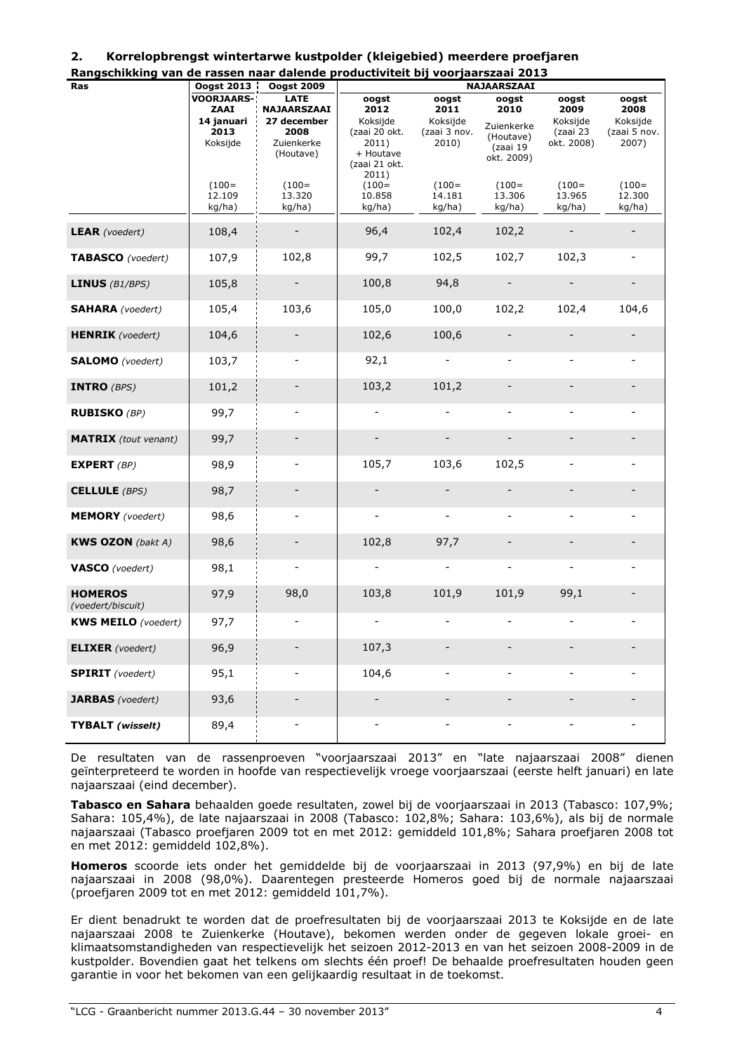## 2. Korrelopbrengst wintertarwe kustpolder (kleigebied) meerdere proefjaren

**Rangschikking van de rassen naar dalende productiviteit bij voorjaarszaai 2013**

| Ras | Oogst 2013 | Oogst 2009 | NAJAARSZAAI | | | | |
|---|---|---|---|---|---|---|---|
| | **VOORJAARS-ZAAI** 14 januari 2013 Koksijde (100= 12.109 kg/ha) | **LATE NAJAARSZAAI** 27 december 2008 Zuienkerke (Houtave) (100= 13.320 kg/ha) | **oogst 2012** Koksijde (zaai 20 okt. 2011) + Houtave (zaai 21 okt. 2011) (100= 10.858 kg/ha) | **oogst 2011** Koksijde (zaai 3 nov. 2010) (100= 14.181 kg/ha) | **oogst 2010** Zuienkerke (Houtave) (zaai 19 okt. 2009) (100= 13.306 kg/ha) | **oogst 2009** Koksijde (zaai 23 okt. 2008) (100= 13.965 kg/ha) | **oogst 2008** Koksijde (zaai 5 nov. 2007) (100= 12.300 kg/ha) |
| **LEAR** *(voedert)* | 108,4 | - | 96,4 | 102,4 | 102,2 | - | - |
| **TABASCO** *(voedert)* | 107,9 | 102,8 | 99,7 | 102,5 | 102,7 | 102,3 | - |
| **LINUS** *(B1/BPS)* | 105,8 | - | 100,8 | 94,8 | - | - | - |
| **SAHARA** *(voedert)* | 105,4 | 103,6 | 105,0 | 100,0 | 102,2 | 102,4 | 104,6 |
| **HENRIK** *(voedert)* | 104,6 | - | 102,6 | 100,6 | - | - | - |
| **SALOMO** *(voedert)* | 103,7 | - | 92,1 | - | - | - | - |
| **INTRO** *(BPS)* | 101,2 | - | 103,2 | 101,2 | - | - | - |
| **RUBISKO** *(BP)* | 99,7 | - | - | - | - | - | - |
| **MATRIX** *(tout venant)* | 99,7 | - | - | - | - | - | - |
| **EXPERT** *(BP)* | 98,9 | - | 105,7 | 103,6 | 102,5 | - | - |
| **CELLULE** *(BPS)* | 98,7 | - | - | - | - | - | - |
| **MEMORY** *(voedert)* | 98,6 | - | - | - | - | - | - |
| **KWS OZON** *(bakt A)* | 98,6 | - | 102,8 | 97,7 | - | - | - |
| **VASCO** *(voedert)* | 98,1 | - | - | - | - | - | - |
| **HOMEROS** *(voedert/biscuit)* | 97,9 | 98,0 | 103,8 | 101,9 | 101,9 | 99,1 | - |
| **KWS MEILO** *(voedert)* | 97,7 | - | - | - | - | - | - |
| **ELIXER** *(voedert)* | 96,9 | - | 107,3 | - | - | - | - |
| **SPIRIT** *(voedert)* | 95,1 | - | 104,6 | - | - | - | - |
| **JARBAS** *(voedert)* | 93,6 | - | - | - | - | - | - |
| **TYBALT** ***(wisselt)*** | 89,4 | - | - | - | - | - | - |

De resultaten van de rassenproeven "voorjaarszaai 2013" en "late najaarszaai 2008" dienen geïnterpreteerd te worden in hoofde van respectievelijk vroege voorjaarszaai (eerste helft januari) en late najaarszaai (eind december).

**Tabasco en Sahara** behaalden goede resultaten, zowel bij de voorjaarszaai in 2013 (Tabasco: 107,9%; Sahara: 105,4%), de late najaarszaai in 2008 (Tabasco: 102,8%; Sahara: 103,6%), als bij de normale najaarszaai (Tabasco proefjaren 2009 tot en met 2012: gemiddeld 101,8%; Sahara proefjaren 2008 tot en met 2012: gemiddeld 102,8%).

**Homeros** scoorde iets onder het gemiddelde bij de voorjaarszaai in 2013 (97,9%) en bij de late najaarszaai in 2008 (98,0%). Daarentegen presteerde Homeros goed bij de normale najaarszaai (proefjaren 2009 tot en met 2012: gemiddeld 101,7%).

Er dient benadrukt te worden dat de proefresultaten bij de voorjaarszaai 2013 te Koksijde en de late najaarszaai 2008 te Zuienkerke (Houtave), bekomen werden onder de gegeven lokale groei- en klimaatsomstandigheden van respectievelijk het seizoen 2012-2013 en van het seizoen 2008-2009 in de kustpolder. Bovendien gaat het telkens om slechts één proef! De behaalde proefresultaten houden geen garantie in voor het bekomen van een gelijkaardig resultaat in de toekomst.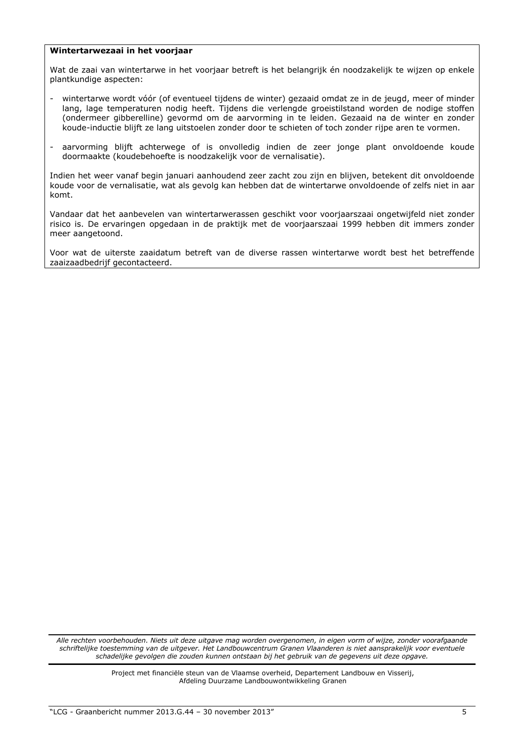**Wintertarwezaai in het voorjaar**

Wat de zaai van wintertarwe in het voorjaar betreft is het belangrijk én noodzakelijk te wijzen op enkele plantkundige aspecten:

- wintertarwe wordt vóór (of eventueel tijdens de winter) gezaaid omdat ze in de jeugd, meer of minder lang, lage temperaturen nodig heeft. Tijdens die verlengde groeistilstand worden de nodige stoffen (ondermeer gibberelline) gevormd om de aarvorming in te leiden. Gezaaid na de winter en zonder koude-inductie blijft ze lang uitstoelen zonder door te schieten of toch zonder rijpe aren te vormen.
- aarvorming blijft achterwege of is onvolledig indien de zeer jonge plant onvoldoende koude doormaakte (koudebehoefte is noodzakelijk voor de vernalisatie).

Indien het weer vanaf begin januari aanhoudend zeer zacht zou zijn en blijven, betekent dit onvoldoende koude voor de vernalisatie, wat als gevolg kan hebben dat de wintertarwe onvoldoende of zelfs niet in aar komt.

Vandaar dat het aanbevelen van wintertarwerassen geschikt voor voorjaarszaai ongetwijfeld niet zonder risico is. De ervaringen opgedaan in de praktijk met de voorjaarszaai 1999 hebben dit immers zonder meer aangetoond.

Voor wat de uiterste zaaidatum betreft van de diverse rassen wintertarwe wordt best het betreffende zaaizaadbedrijf gecontacteerd.

*Alle rechten voorbehouden. Niets uit deze uitgave mag worden overgenomen, in eigen vorm of wijze, zonder voorafgaande schriftelijke toestemming van de uitgever. Het Landbouwcentrum Granen Vlaanderen is niet aansprakelijk voor eventuele schadelijke gevolgen die zouden kunnen ontstaan bij het gebruik van de gegevens uit deze opgave.*

Project met financiële steun van de Vlaamse overheid, Departement Landbouw en Visserij, Afdeling Duurzame Landbouwontwikkeling Granen